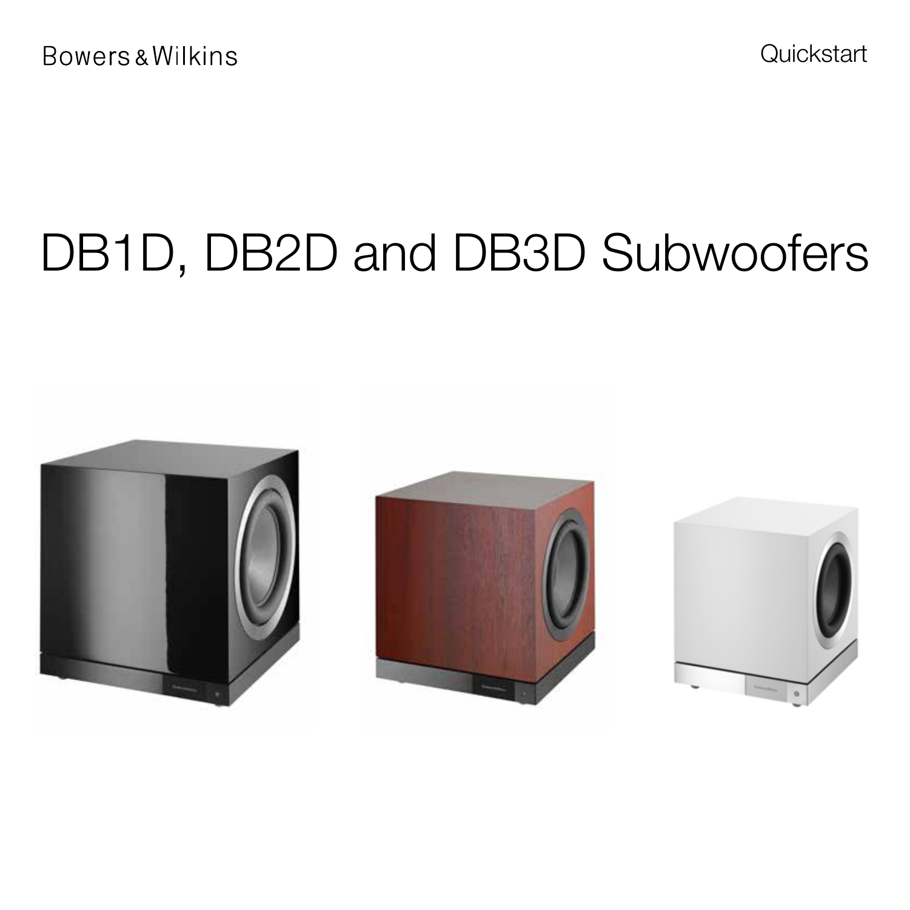Bowers & Wilkins

Quickstart

# DB1D, DB2D and DB3D Subwoofers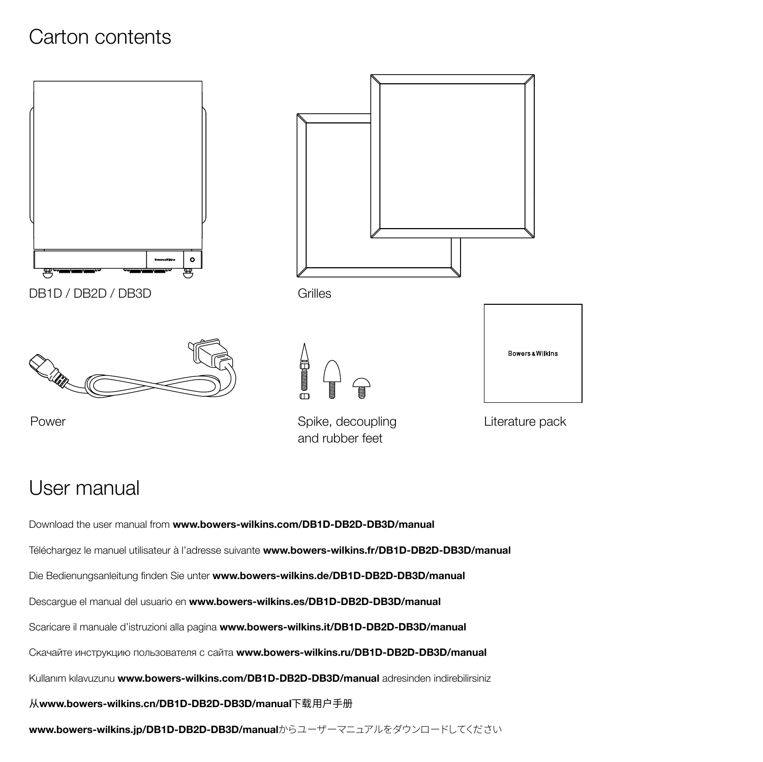# Carton contents

DB1D / DB2D / DB3D

Grilles

Power

Spike, decoupling and rubber feet

Literature pack

# User manual

Download the user manual from **www.bowers-wilkins.com/DB1D-DB2D-DB3D/manual**

Téléchargez le manuel utilisateur à l'adresse suivante **www.bowers-wilkins.fr/DB1D-DB2D-DB3D/manual**

Die Bedienungsanleitung finden Sie unter **www.bowers-wilkins.de/DB1D-DB2D-DB3D/manual**

Descargue el manual del usuario en **www.bowers-wilkins.es/DB1D-DB2D-DB3D/manual**

Scaricare il manuale d'istruzioni alla pagina **www.bowers-wilkins.it/DB1D-DB2D-DB3D/manual**

Скачайте инструкцию пользователя с сайта **www.bowers-wilkins.ru/DB1D-DB2D-DB3D/manual**

Kullanım kılavuzunu **www.bowers-wilkins.com/DB1D-DB2D-DB3D/manual** adresinden indirebilirsiniz

从**www.bowers-wilkins.cn/DB1D-DB2D-DB3D/manual**下载用户手册

**www.bowers-wilkins.jp/DB1D-DB2D-DB3D/manual**からユーザーマニュアルをダウンロードしてください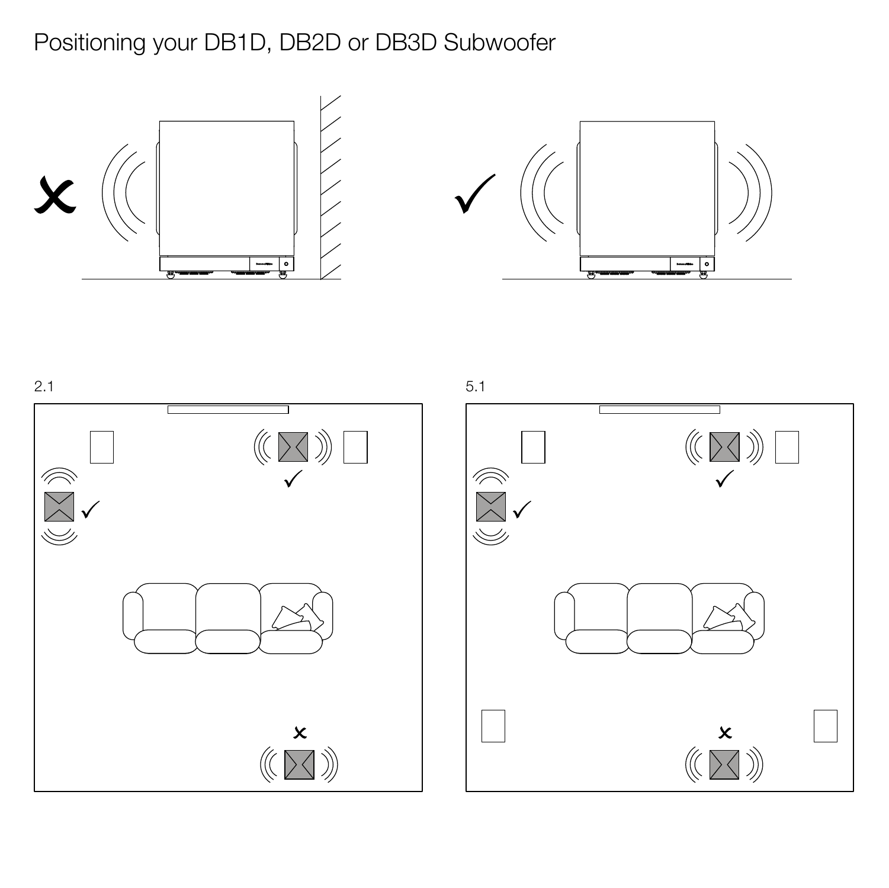# Positioning your DB1D, DB2D or DB3D Subwoofer

2.1

5.1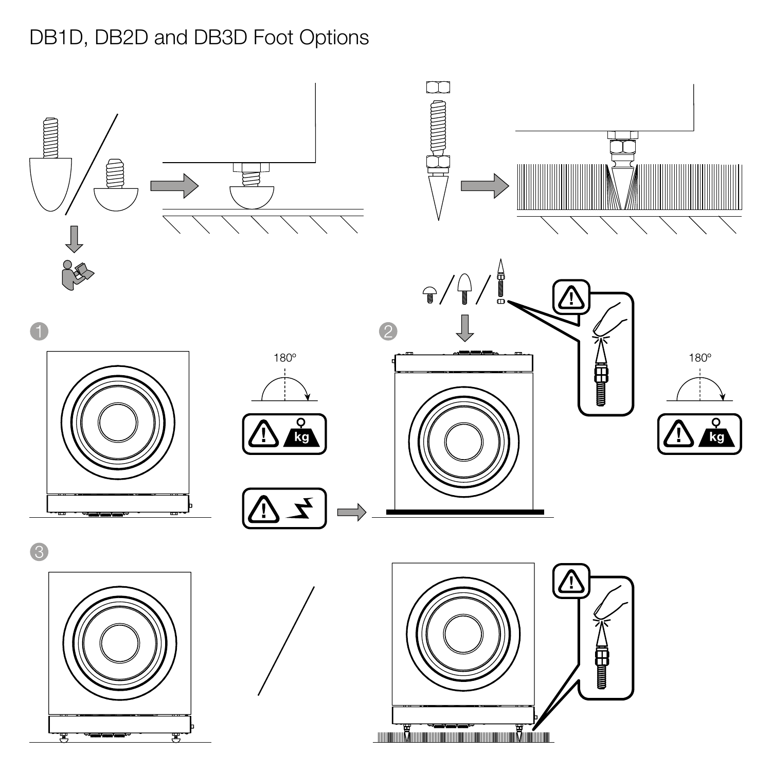# DB1D, DB2D and DB3D Foot Options

1

180°

2

180°

3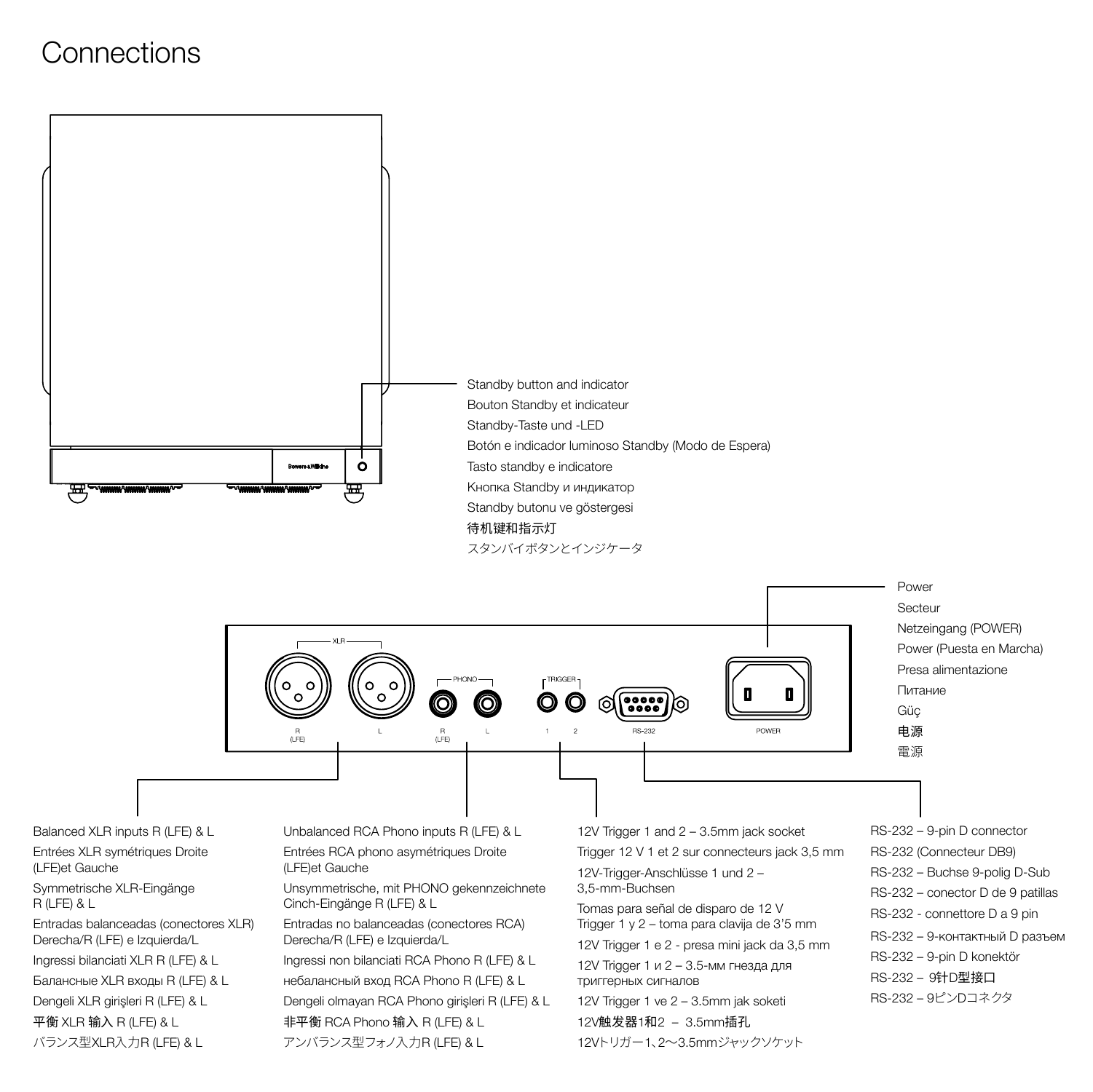# Connections

Standby button and indicator
Bouton Standby et indicateur
Standby-Taste und -LED
Botón e indicador luminoso Standby (Modo de Espera)
Tasto standby e indicatore
Кнопка Standby и индикатор
Standby butonu ve göstergesi
待机键和指示灯
スタンバイボタンとインジケータ

Power
Secteur
Netzeingang (POWER)
Power (Puesta en Marcha)
Presa alimentazione
Питание
Güç
电源
電源

Balanced XLR inputs R (LFE) & L
Entrées XLR symétriques Droite (LFE)et Gauche
Symmetrische XLR-Eingänge R (LFE) & L
Entradas balanceadas (conectores XLR) Derecha/R (LFE) e Izquierda/L
Ingressi bilanciati XLR R (LFE) & L
Балансные XLR входы R (LFE) & L
Dengeli XLR girişleri R (LFE) & L
平衡 XLR 输入 R (LFE) & L
バランス型XLR入力R (LFE) & L

Unbalanced RCA Phono inputs R (LFE) & L
Entrées RCA phono asymétriques Droite (LFE)et Gauche
Unsymmetrische, mit PHONO gekennzeichnete Cinch-Eingänge R (LFE) & L
Entradas no balanceadas (conectores RCA) Derecha/R (LFE) e Izquierda/L
Ingressi non bilanciati RCA Phono R (LFE) & L
небалансный вход RCA Phono R (LFE) & L
Dengeli olmayan RCA Phono girişleri R (LFE) & L
非平衡 RCA Phono 输入 R (LFE) & L
アンバランス型フォノ入力R (LFE) & L

12V Trigger 1 and 2 – 3.5mm jack socket
Trigger 12 V 1 et 2 sur connecteurs jack 3,5 mm
12V-Trigger-Anschlüsse 1 und 2 – 3,5-mm-Buchsen
Tomas para señal de disparo de 12 V Trigger 1 y 2 – toma para clavija de 3'5 mm
12V Trigger 1 e 2 - presa mini jack da 3,5 mm
12V Trigger 1 и 2 – 3.5-мм гнезда для триггерных сигналов
12V Trigger 1 ve 2 – 3.5mm jak soketi
12V触发器1和2 – 3.5mm插孔
12Vトリガー1、2〜3.5mmジャックソケット

RS-232 – 9-pin D connector
RS-232 (Connecteur DB9)
RS-232 – Buchse 9-polig D-Sub
RS-232 – conector D de 9 patillas
RS-232 - connettore D a 9 pin
RS-232 – 9-контактный D разъем
RS-232 – 9-pin D konektör
RS-232 – 9针D型接口
RS-232 – 9ピンDコネクタ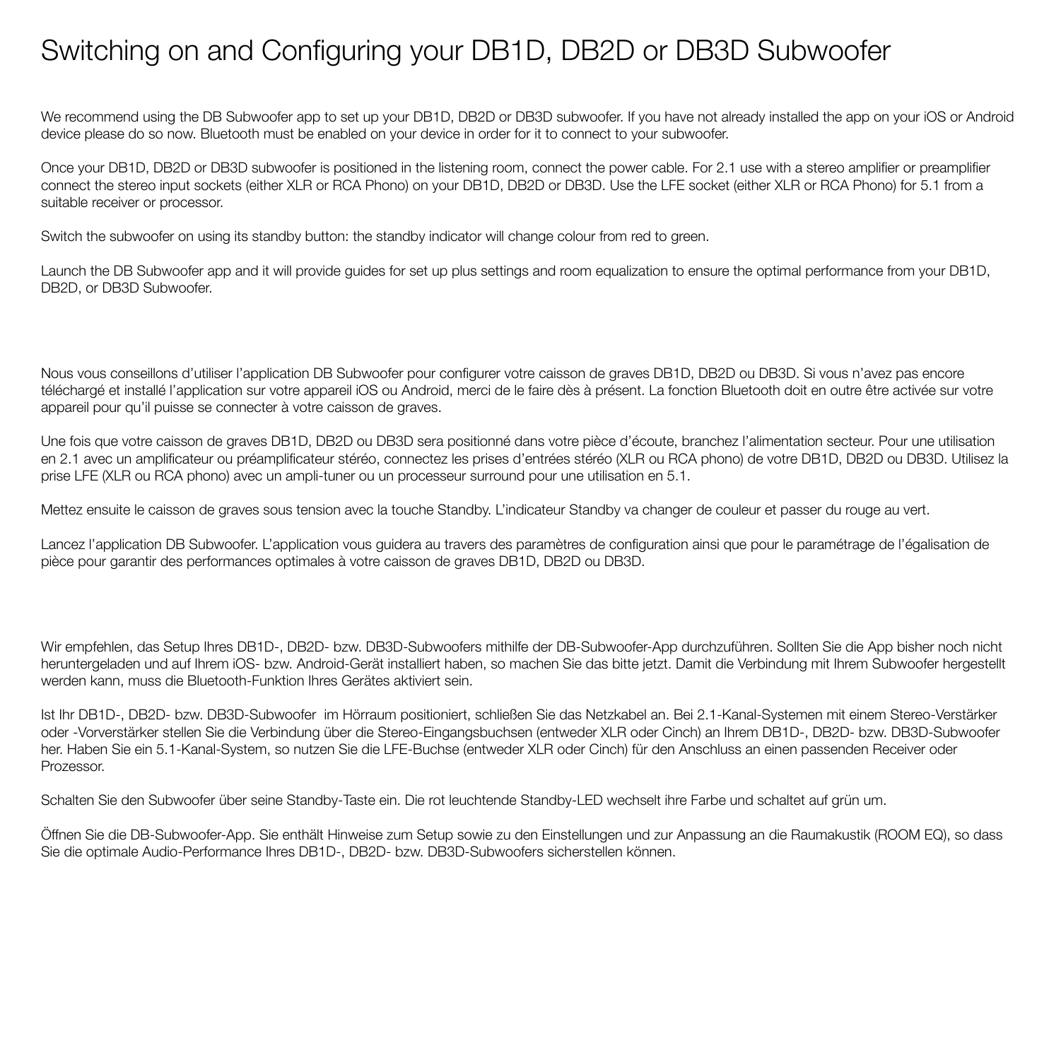# Switching on and Configuring your DB1D, DB2D or DB3D Subwoofer

We recommend using the DB Subwoofer app to set up your DB1D, DB2D or DB3D subwoofer. If you have not already installed the app on your iOS or Android device please do so now. Bluetooth must be enabled on your device in order for it to connect to your subwoofer.

Once your DB1D, DB2D or DB3D subwoofer is positioned in the listening room, connect the power cable. For 2.1 use with a stereo amplifier or preamplifier connect the stereo input sockets (either XLR or RCA Phono) on your DB1D, DB2D or DB3D. Use the LFE socket (either XLR or RCA Phono) for 5.1 from a suitable receiver or processor.

Switch the subwoofer on using its standby button: the standby indicator will change colour from red to green.

Launch the DB Subwoofer app and it will provide guides for set up plus settings and room equalization to ensure the optimal performance from your DB1D, DB2D, or DB3D Subwoofer.

Nous vous conseillons d'utiliser l'application DB Subwoofer pour configurer votre caisson de graves DB1D, DB2D ou DB3D. Si vous n'avez pas encore téléchargé et installé l'application sur votre appareil iOS ou Android, merci de le faire dès à présent. La fonction Bluetooth doit en outre être activée sur votre appareil pour qu'il puisse se connecter à votre caisson de graves.

Une fois que votre caisson de graves DB1D, DB2D ou DB3D sera positionné dans votre pièce d'écoute, branchez l'alimentation secteur. Pour une utilisation en 2.1 avec un amplificateur ou préamplificateur stéréo, connectez les prises d'entrées stéréo (XLR ou RCA phono) de votre DB1D, DB2D ou DB3D. Utilisez la prise LFE (XLR ou RCA phono) avec un ampli-tuner ou un processeur surround pour une utilisation en 5.1.

Mettez ensuite le caisson de graves sous tension avec la touche Standby. L'indicateur Standby va changer de couleur et passer du rouge au vert.

Lancez l'application DB Subwoofer. L'application vous guidera au travers des paramètres de configuration ainsi que pour le paramétrage de l'égalisation de pièce pour garantir des performances optimales à votre caisson de graves DB1D, DB2D ou DB3D.

Wir empfehlen, das Setup Ihres DB1D-, DB2D- bzw. DB3D-Subwoofers mithilfe der DB-Subwoofer-App durchzuführen. Sollten Sie die App bisher noch nicht heruntergeladen und auf Ihrem iOS- bzw. Android-Gerät installiert haben, so machen Sie das bitte jetzt. Damit die Verbindung mit Ihrem Subwoofer hergestellt werden kann, muss die Bluetooth-Funktion Ihres Gerätes aktiviert sein.

Ist Ihr DB1D-, DB2D- bzw. DB3D-Subwoofer im Hörraum positioniert, schließen Sie das Netzkabel an. Bei 2.1-Kanal-Systemen mit einem Stereo-Verstärker oder -Vorverstärker stellen Sie die Verbindung über die Stereo-Eingangsbuchsen (entweder XLR oder Cinch) an Ihrem DB1D-, DB2D- bzw. DB3D-Subwoofer her. Haben Sie ein 5.1-Kanal-System, so nutzen Sie die LFE-Buchse (entweder XLR oder Cinch) für den Anschluss an einen passenden Receiver oder Prozessor.

Schalten Sie den Subwoofer über seine Standby-Taste ein. Die rot leuchtende Standby-LED wechselt ihre Farbe und schaltet auf grün um.

Öffnen Sie die DB-Subwoofer-App. Sie enthält Hinweise zum Setup sowie zu den Einstellungen und zur Anpassung an die Raumakustik (ROOM EQ), so dass Sie die optimale Audio-Performance Ihres DB1D-, DB2D- bzw. DB3D-Subwoofers sicherstellen können.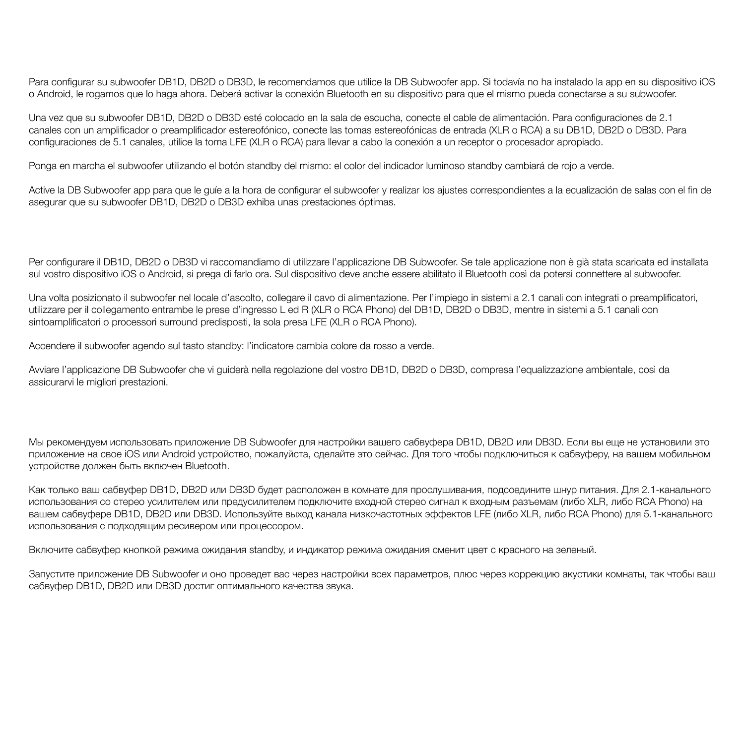Para configurar su subwoofer DB1D, DB2D o DB3D, le recomendamos que utilice la DB Subwoofer app. Si todavía no ha instalado la app en su dispositivo iOS o Android, le rogamos que lo haga ahora. Deberá activar la conexión Bluetooth en su dispositivo para que el mismo pueda conectarse a su subwoofer.

Una vez que su subwoofer DB1D, DB2D o DB3D esté colocado en la sala de escucha, conecte el cable de alimentación. Para configuraciones de 2.1 canales con un amplificador o preamplificador estereofónico, conecte las tomas estereofónicas de entrada (XLR o RCA) a su DB1D, DB2D o DB3D. Para configuraciones de 5.1 canales, utilice la toma LFE (XLR o RCA) para llevar a cabo la conexión a un receptor o procesador apropiado.

Ponga en marcha el subwoofer utilizando el botón standby del mismo: el color del indicador luminoso standby cambiará de rojo a verde.

Active la DB Subwoofer app para que le guíe a la hora de configurar el subwoofer y realizar los ajustes correspondientes a la ecualización de salas con el fin de asegurar que su subwoofer DB1D, DB2D o DB3D exhiba unas prestaciones óptimas.

Per configurare il DB1D, DB2D o DB3D vi raccomandiamo di utilizzare l'applicazione DB Subwoofer. Se tale applicazione non è già stata scaricata ed installata sul vostro dispositivo iOS o Android, si prega di farlo ora. Sul dispositivo deve anche essere abilitato il Bluetooth così da potersi connettere al subwoofer.

Una volta posizionato il subwoofer nel locale d'ascolto, collegare il cavo di alimentazione. Per l'impiego in sistemi a 2.1 canali con integrati o preamplificatori, utilizzare per il collegamento entrambe le prese d'ingresso L ed R (XLR o RCA Phono) del DB1D, DB2D o DB3D, mentre in sistemi a 5.1 canali con sintoamplificatori o processori surround predisposti, la sola presa LFE (XLR o RCA Phono).

Accendere il subwoofer agendo sul tasto standby: l'indicatore cambia colore da rosso a verde.

Avviare l'applicazione DB Subwoofer che vi guiderà nella regolazione del vostro DB1D, DB2D o DB3D, compresa l'equalizzazione ambientale, così da assicurarvi le migliori prestazioni.

Мы рекомендуем использовать приложение DB Subwoofer для настройки вашего сабвуфера DB1D, DB2D или DB3D. Если вы еще не установили это приложение на свое iOS или Android устройство, пожалуйста, сделайте это сейчас. Для того чтобы подключиться к сабвуферу, на вашем мобильном устройстве должен быть включен Bluetooth.

Как только ваш сабвуфер DB1D, DB2D или DB3D будет расположен в комнате для прослушивания, подсоедините шнур питания. Для 2.1-канального использования со стерео усилителем или предусилителем подключите входной стерео сигнал к входным разъемам (либо XLR, либо RCA Phono) на вашем сабвуфере DB1D, DB2D или DB3D. Используйте выход канала низкочастотных эффектов LFE (либо XLR, либо RCA Phono) для 5.1-канального использования с подходящим ресивером или процессором.

Включите сабвуфер кнопкой режима ожидания standby, и индикатор режима ожидания сменит цвет с красного на зеленый.

Запустите приложение DB Subwoofer и оно проведет вас через настройки всех параметров, плюс через коррекцию акустики комнаты, так чтобы ваш сабвуфер DB1D, DB2D или DB3D достиг оптимального качества звука.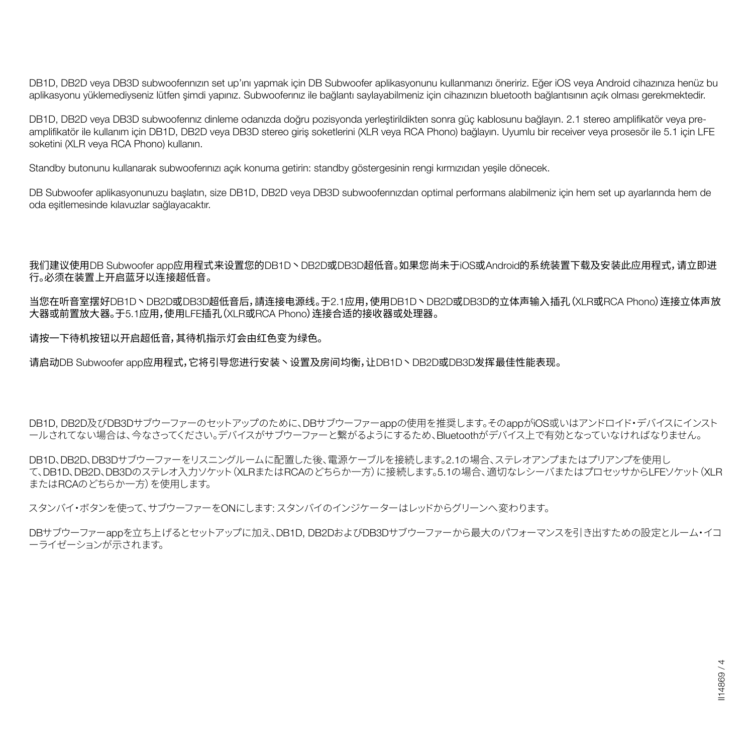DB1D, DB2D veya DB3D subwooferınızın set up'ını yapmak için DB Subwoofer aplikasyonunu kullanmanızı öneririz. Eğer iOS veya Android cihazınıza henüz bu aplikasyonu yüklemediyseniz lütfen şimdi yapınız. Subwooferınız ile bağlantı saylayabilmeniz için cihazınızın bluetooth bağlantısının açık olması gerekmektedir.

DB1D, DB2D veya DB3D subwooferınız dinleme odanızda doğru pozisyonda yerleştirildikten sonra güç kablosunu bağlayın. 2.1 stereo amplifikatör veya pre-amplifikatör ile kullanım için DB1D, DB2D veya DB3D stereo giriş soketlerini (XLR veya RCA Phono) bağlayın. Uyumlu bir receiver veya prosesör ile 5.1 için LFE soketini (XLR veya RCA Phono) kullanın.

Standby butonunu kullanarak subwooferınızı açık konuma getirin: standby göstergesinin rengi kırmızıdan yeşile dönecek.

DB Subwoofer aplikasyonunuzu başlatın, size DB1D, DB2D veya DB3D subwooferınızdan optimal performans alabilmeniz için hem set up ayarlarında hem de oda eşitlemesinde kılavuzlar sağlayacaktır.

我们建议使用DB Subwoofer app应用程式来设置您的DB1D、DB2D或DB3D超低音。如果您尚未于iOS或Android的系统装置下载及安装此应用程式，请立即进行。必须在装置上开启蓝牙以连接超低音。

当您在听音室摆好DB1D、DB2D或DB3D超低音后，請连接电源线。于2.1应用，使用DB1D、DB2D或DB3D的立体声输入插孔（XLR或RCA Phono）连接立体声放大器或前置放大器。于5.1应用，使用LFE插孔（XLR或RCA Phono）连接合适的接收器或处理器。

请按一下待机按钮以开启超低音，其待机指示灯会由红色变为绿色。

请启动DB Subwoofer app应用程式，它将引导您进行安装、设置及房间均衡，让DB1D、DB2D或DB3D发挥最佳性能表现。

DB1D, DB2D及びDB3Dサブウーファーのセットアップのために、DBサブウーファーappの使用を推奨します。そのappがiOS或いはアンドロイド・デバイスにインストールされてない場合は、今なさってください。デバイスがサブウーファーと繋がるようにするため、Bluetoothがデバイス上で有効となっていなければなりません。

DB1D、DB2D、DB3Dサブウーファーをリスニングルームに配置した後、電源ケーブルを接続します。2.1の場合、ステレオアンプまたはプリアンプを使用して、DB1D、DB2D、DB3Dのステレオ入力ソケット（XLRまたはRCAのどちらか一方）に接続します。5.1の場合、適切なレシーバまたはプロセッサからLFEソケット（XLRまたはRCAのどちらか一方）を使用します。

スタンバイ・ボタンを使って、サブウーファーをONにします: スタンバイのインジケーターはレッドからグリーンへ変わります。

DBサブウーファーappを立ち上げるとセットアップに加え、DB1D, DB2DおよびDB3Dサブウーファーから最大のパフォーマンスを引き出すための設定とルーム・イコーライゼーションが示されます。

II14869 / 4